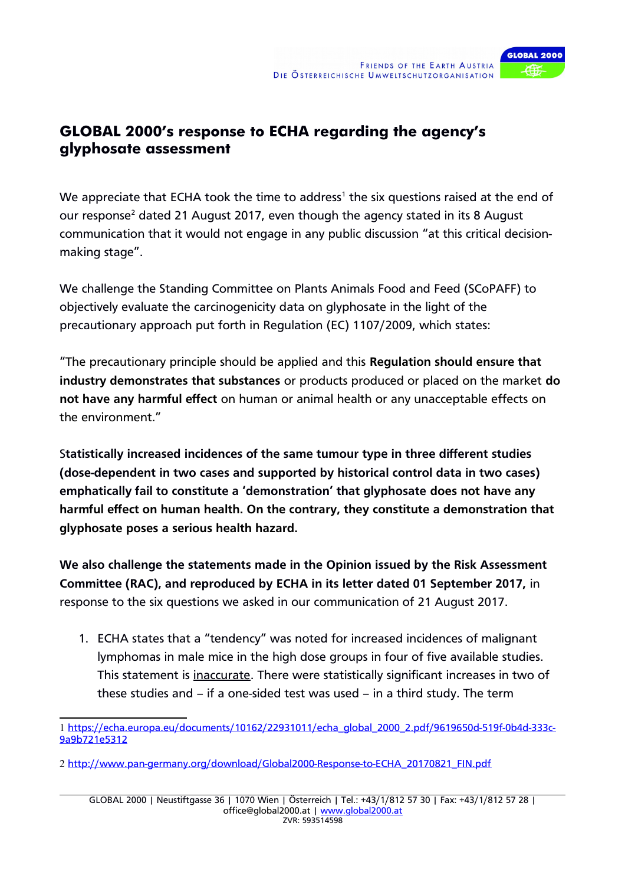# GLOBAL 2000's response to ECHA regarding the agency's glyphosate assessment

We appreciate that ECHA took the time to address[1] the six questions raised at the end of our response[2] dated 21 August 2017, even though the agency stated in its 8 August communication that it would not engage in any public discussion "at this critical decision-making stage".

We challenge the Standing Committee on Plants Animals Food and Feed (SCoPAFF) to objectively evaluate the carcinogenicity data on glyphosate in the light of the precautionary approach put forth in Regulation (EC) 1107/2009, which states:

"The precautionary principle should be applied and this **Regulation should ensure that industry demonstrates that substances** or products produced or placed on the market **do not have any harmful effect** on human or animal health or any unacceptable effects on the environment."

**Statistically increased incidences of the same tumour type in three different studies (dose-dependent in two cases and supported by historical control data in two cases) emphatically fail to constitute a 'demonstration' that glyphosate does not have any harmful effect on human health. On the contrary, they constitute a demonstration that glyphosate poses a serious health hazard.**

**We also challenge the statements made in the Opinion issued by the Risk Assessment Committee (RAC), and reproduced by ECHA in its letter dated 01 September 2017,** in response to the six questions we asked in our communication of 21 August 2017.

1. ECHA states that a "tendency" was noted for increased incidences of malignant lymphomas in male mice in the high dose groups in four of five available studies. This statement is inaccurate. There were statistically significant increases in two of these studies and – if a one-sided test was used – in a third study. The term

---

1 https://echa.europa.eu/documents/10162/22931011/echa_global_2000_2.pdf/9619650d-519f-0b4d-333c-9a9b721e5312

2 http://www.pan-germany.org/download/Global2000-Response-to-ECHA_20170821_FIN.pdf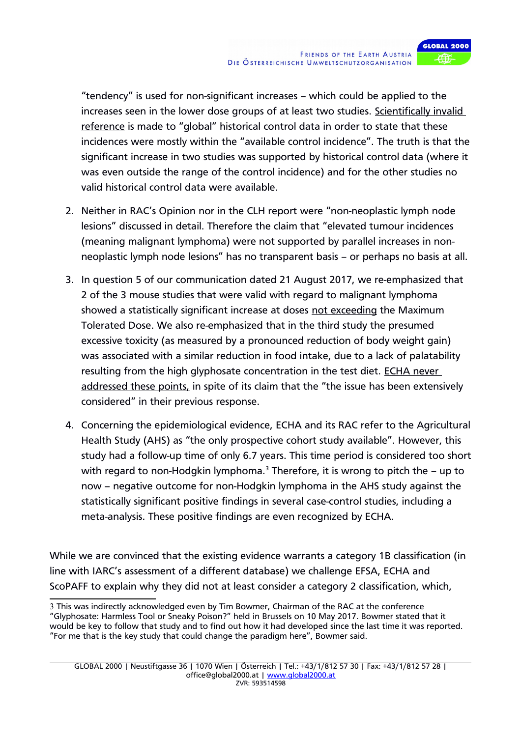"tendency" is used for non-significant increases – which could be applied to the increases seen in the lower dose groups of at least two studies. <u>Scientifically invalid reference</u> is made to "global" historical control data in order to state that these incidences were mostly within the "available control incidence". The truth is that the significant increase in two studies was supported by historical control data (where it was even outside the range of the control incidence) and for the other studies no valid historical control data were available.

2. Neither in RAC's Opinion nor in the CLH report were "non-neoplastic lymph node lesions" discussed in detail. Therefore the claim that "elevated tumour incidences (meaning malignant lymphoma) were not supported by parallel increases in non-neoplastic lymph node lesions" has no transparent basis – or perhaps no basis at all.

3. In question 5 of our communication dated 21 August 2017, we re-emphasized that 2 of the 3 mouse studies that were valid with regard to malignant lymphoma showed a statistically significant increase at doses <u>not exceeding</u> the Maximum Tolerated Dose. We also re-emphasized that in the third study the presumed excessive toxicity (as measured by a pronounced reduction of body weight gain) was associated with a similar reduction in food intake, due to a lack of palatability resulting from the high glyphosate concentration in the test diet. <u>ECHA never addressed these points,</u> in spite of its claim that the "the issue has been extensively considered" in their previous response.

4. Concerning the epidemiological evidence, ECHA and its RAC refer to the Agricultural Health Study (AHS) as "the only prospective cohort study available". However, this study had a follow-up time of only 6.7 years. This time period is considered too short with regard to non-Hodgkin lymphoma.[3] Therefore, it is wrong to pitch the – up to now – negative outcome for non-Hodgkin lymphoma in the AHS study against the statistically significant positive findings in several case-control studies, including a meta-analysis. These positive findings are even recognized by ECHA.

While we are convinced that the existing evidence warrants a category 1B classification (in line with IARC's assessment of a different database) we challenge EFSA, ECHA and ScoPAFF to explain why they did not at least consider a category 2 classification, which,

[3] This was indirectly acknowledged even by Tim Bowmer, Chairman of the RAC at the conference "Glyphosate: Harmless Tool or Sneaky Poison?" held in Brussels on 10 May 2017. Bowmer stated that it would be key to follow that study and to find out how it had developed since the last time it was reported. "For me that is the key study that could change the paradigm here", Bowmer said.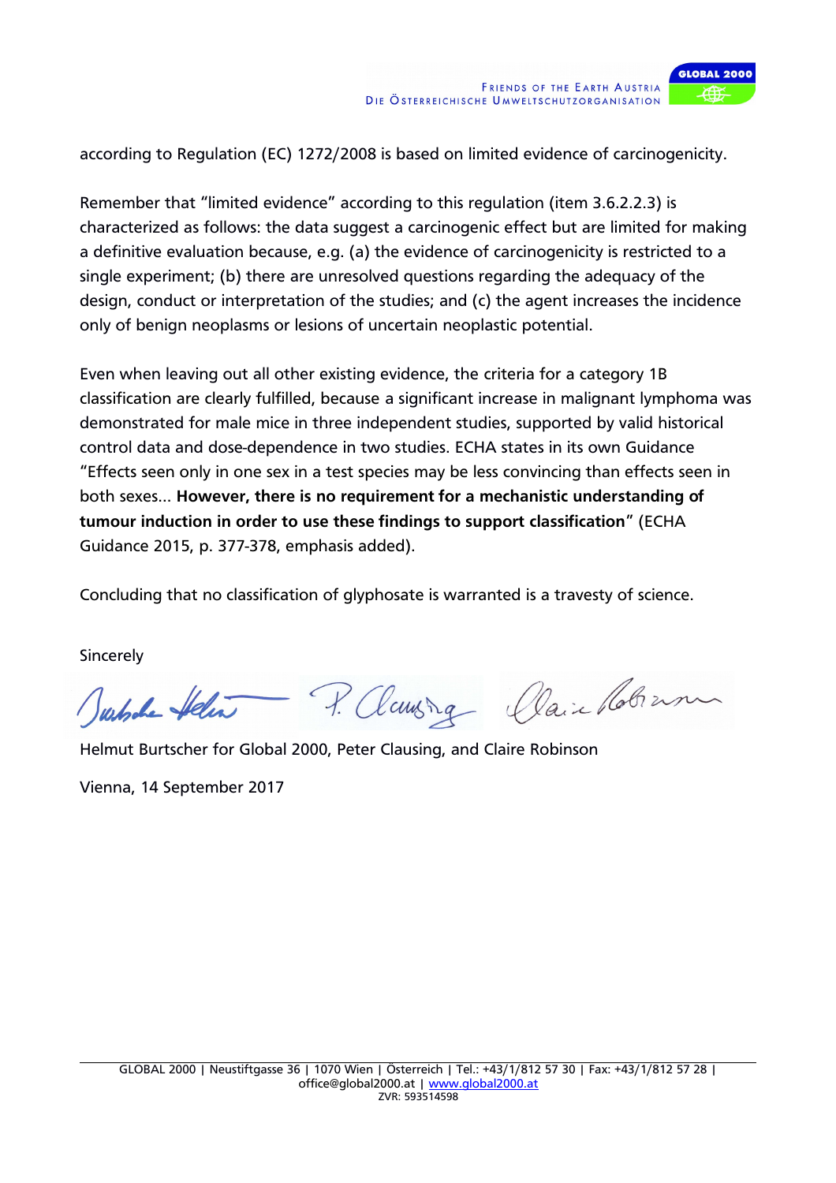according to Regulation (EC) 1272/2008 is based on limited evidence of carcinogenicity.

Remember that "limited evidence" according to this regulation (item 3.6.2.2.3) is characterized as follows: the data suggest a carcinogenic effect but are limited for making a definitive evaluation because, e.g. (a) the evidence of carcinogenicity is restricted to a single experiment; (b) there are unresolved questions regarding the adequacy of the design, conduct or interpretation of the studies; and (c) the agent increases the incidence only of benign neoplasms or lesions of uncertain neoplastic potential.

Even when leaving out all other existing evidence, the criteria for a category 1B classification are clearly fulfilled, because a significant increase in malignant lymphoma was demonstrated for male mice in three independent studies, supported by valid historical control data and dose-dependence in two studies. ECHA states in its own Guidance "Effects seen only in one sex in a test species may be less convincing than effects seen in both sexes... **However, there is no requirement for a mechanistic understanding of tumour induction in order to use these findings to support classification**" (ECHA Guidance 2015, p. 377-378, emphasis added).

Concluding that no classification of glyphosate is warranted is a travesty of science.

Sincerely

Helmut Burtscher for Global 2000, Peter Clausing, and Claire Robinson

Vienna, 14 September 2017